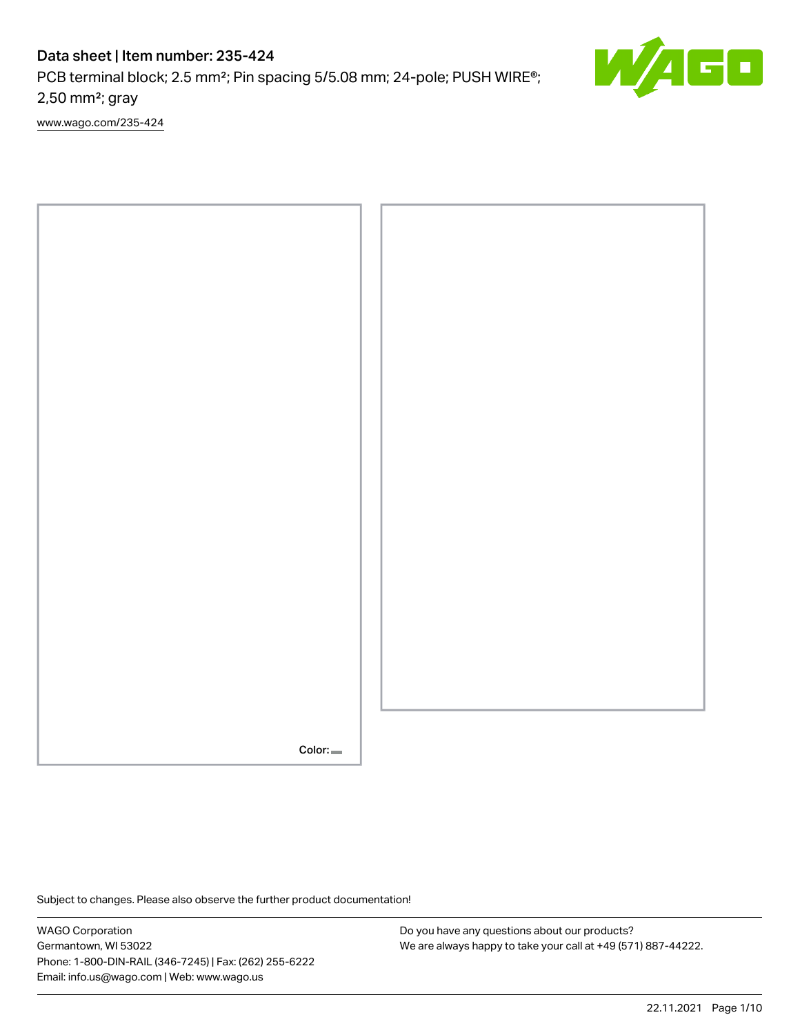# Data sheet | Item number: 235-424

PCB terminal block; 2.5 mm²; Pin spacing 5/5.08 mm; 24-pole; PUSH WIRE®; 2,50 mm²; gray

www.wago.com/235-424

Color:

Subject to changes. Please also observe the further product documentation!

WAGO Corporation
Germantown, WI 53022
Phone: 1-800-DIN-RAIL (346-7245) | Fax: (262) 255-6222
Email: info.us@wago.com | Web: www.wago.us

Do you have any questions about our products?
We are always happy to take your call at +49 (571) 887-44222.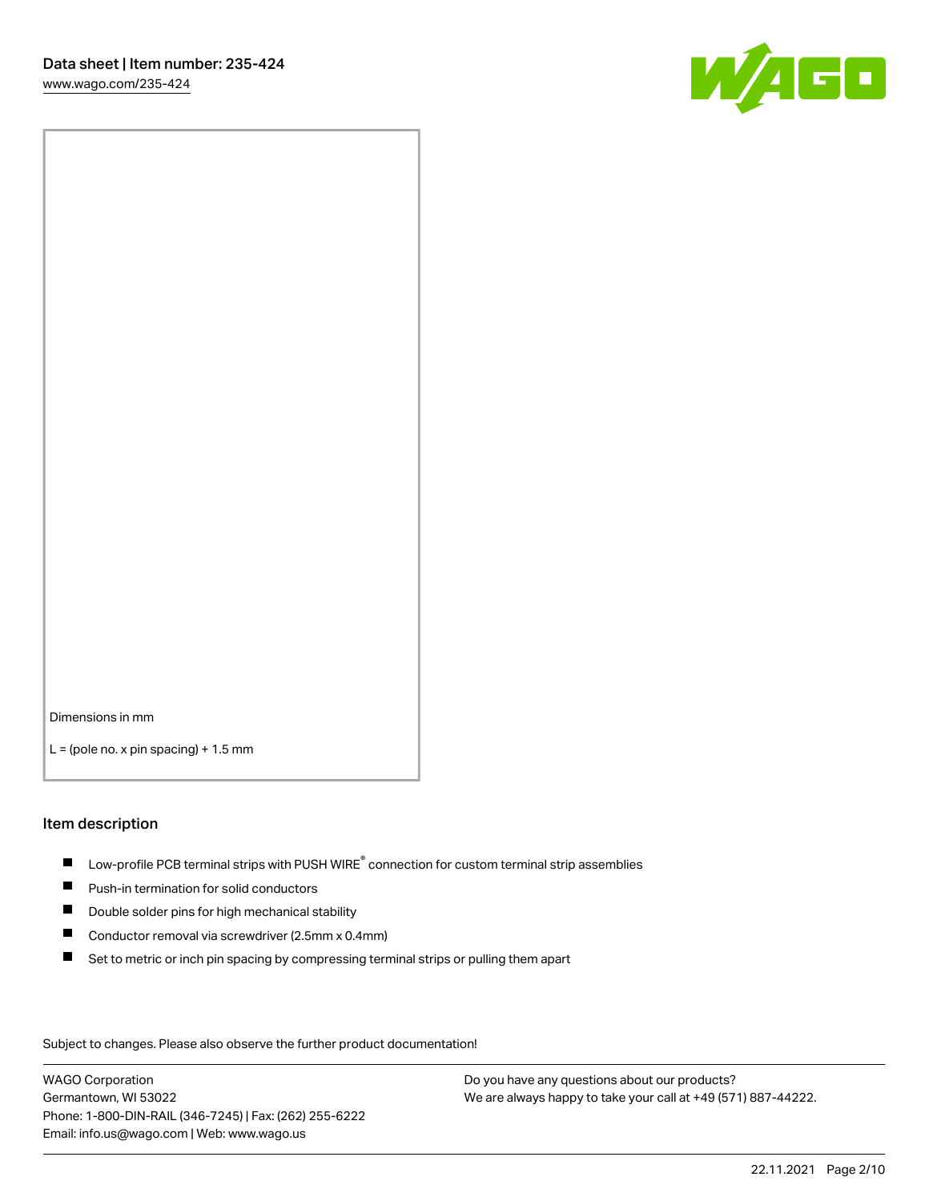Dimensions in mm

L = (pole no. x pin spacing) + 1.5 mm

## Item description

- Low-profile PCB terminal strips with PUSH WIRE® connection for custom terminal strip assemblies
- Push-in termination for solid conductors
- Double solder pins for high mechanical stability
- Conductor removal via screwdriver (2.5mm x 0.4mm)
- Set to metric or inch pin spacing by compressing terminal strips or pulling them apart

Subject to changes. Please also observe the further product documentation!

WAGO Corporation
Germantown, WI 53022
Phone: 1-800-DIN-RAIL (346-7245) | Fax: (262) 255-6222
Email: info.us@wago.com | Web: www.wago.us

Do you have any questions about our products?
We are always happy to take your call at +49 (571) 887-44222.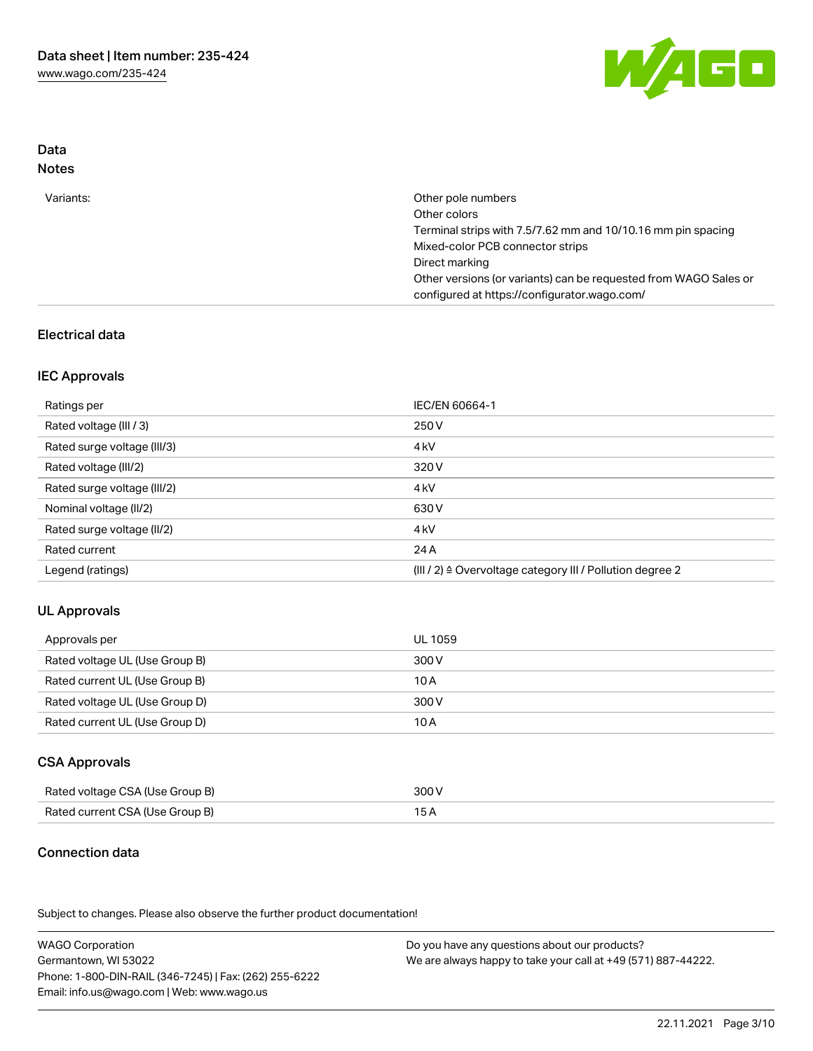## Data

### Notes

| | |
|---|---|
| Variants: | Other pole numbers<br>Other colors<br>Terminal strips with 7.5/7.62 mm and 10/10.16 mm pin spacing<br>Mixed-color PCB connector strips<br>Direct marking<br>Other versions (or variants) can be requested from WAGO Sales or configured at https://configurator.wago.com/ |

## Electrical data

### IEC Approvals

| | |
|---|---|
| Ratings per | IEC/EN 60664-1 |
| Rated voltage (III / 3) | 250 V |
| Rated surge voltage (III/3) | 4 kV |
| Rated voltage (III/2) | 320 V |
| Rated surge voltage (III/2) | 4 kV |
| Nominal voltage (II/2) | 630 V |
| Rated surge voltage (II/2) | 4 kV |
| Rated current | 24 A |
| Legend (ratings) | (III / 2) ≙ Overvoltage category III / Pollution degree 2 |

### UL Approvals

| | |
|---|---|
| Approvals per | UL 1059 |
| Rated voltage UL (Use Group B) | 300 V |
| Rated current UL (Use Group B) | 10 A |
| Rated voltage UL (Use Group D) | 300 V |
| Rated current UL (Use Group D) | 10 A |

### CSA Approvals

| | |
|---|---|
| Rated voltage CSA (Use Group B) | 300 V |
| Rated current CSA (Use Group B) | 15 A |

## Connection data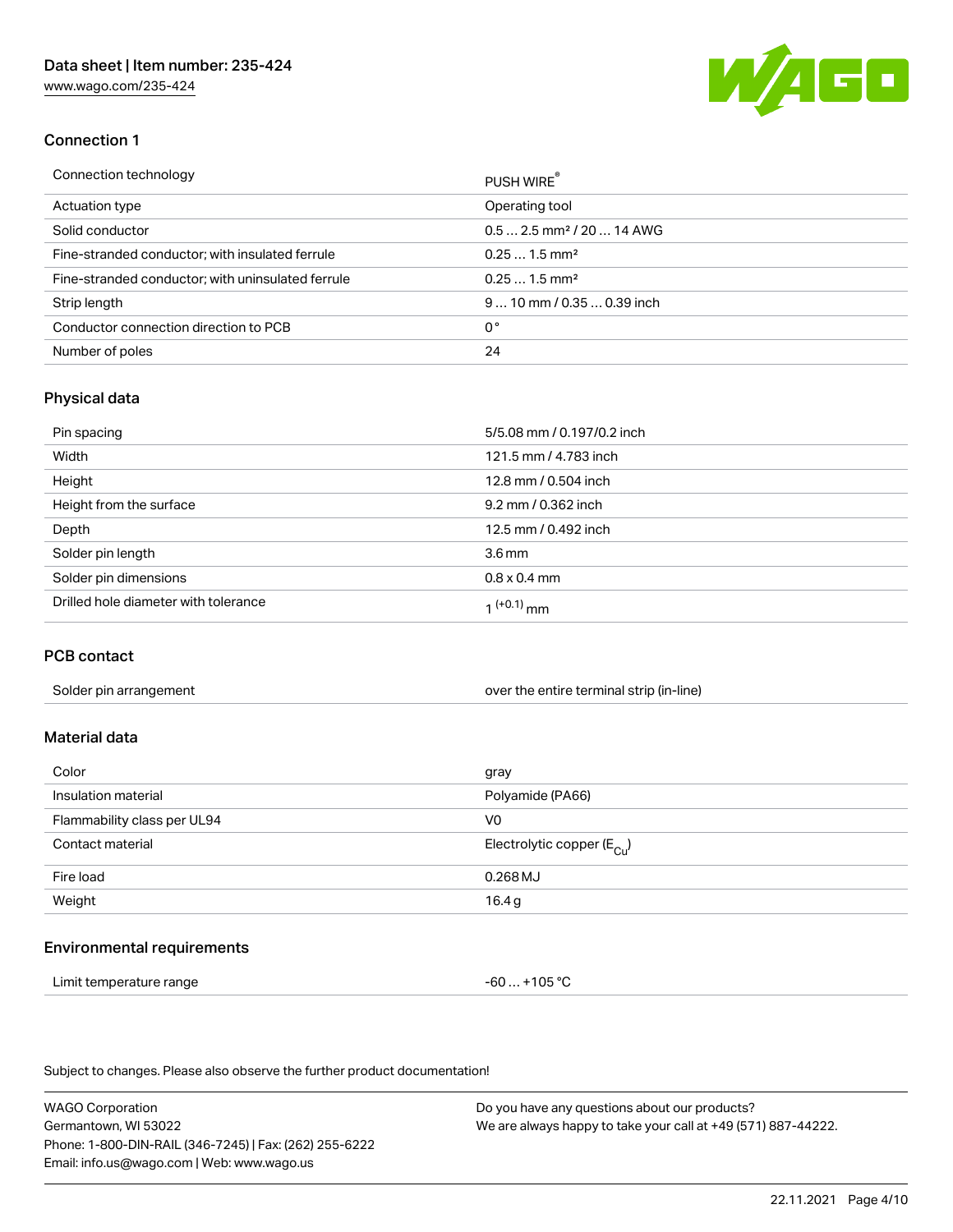## Connection 1

| Connection technology | PUSH WIRE® |
|---|---|
| Actuation type | Operating tool |
| Solid conductor | 0.5 … 2.5 mm² / 20 … 14 AWG |
| Fine-stranded conductor; with insulated ferrule | 0.25 … 1.5 mm² |
| Fine-stranded conductor; with uninsulated ferrule | 0.25 … 1.5 mm² |
| Strip length | 9 … 10 mm / 0.35 … 0.39 inch |
| Conductor connection direction to PCB | 0° |
| Number of poles | 24 |

## Physical data

| Pin spacing | 5/5.08 mm / 0.197/0.2 inch |
|---|---|
| Width | 121.5 mm / 4.783 inch |
| Height | 12.8 mm / 0.504 inch |
| Height from the surface | 9.2 mm / 0.362 inch |
| Depth | 12.5 mm / 0.492 inch |
| Solder pin length | 3.6 mm |
| Solder pin dimensions | 0.8 x 0.4 mm |
| Drilled hole diameter with tolerance | $1^{(+0.1)}$ mm |

## PCB contact

| Solder pin arrangement | over the entire terminal strip (in-line) |
|---|---|

## Material data

| Color | gray |
|---|---|
| Insulation material | Polyamide (PA66) |
| Flammability class per UL94 | V0 |
| Contact material | Electrolytic copper ($E_{Cu}$) |
| Fire load | 0.268 MJ |
| Weight | 16.4 g |

## Environmental requirements

| Limit temperature range | -60 … +105 °C |
|---|---|

Subject to changes. Please also observe the further product documentation!

WAGO Corporation
Germantown, WI 53022
Phone: 1-800-DIN-RAIL (346-7245) | Fax: (262) 255-6222
Email: info.us@wago.com | Web: www.wago.us

Do you have any questions about our products?
We are always happy to take your call at +49 (571) 887-44222.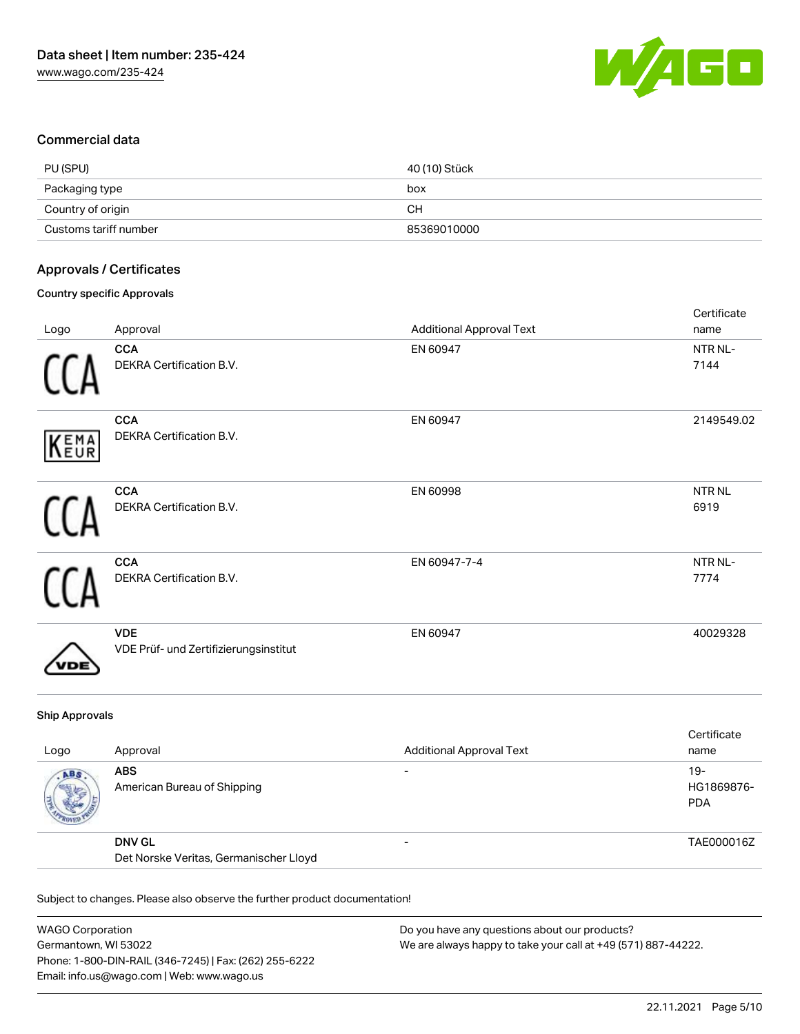## Commercial data

| PU (SPU) | 40 (10) Stück |
|---|---|
| Packaging type | box |
| Country of origin | CH |
| Customs tariff number | 85369010000 |

## Approvals / Certificates

### Country specific Approvals

| Logo | Approval | Additional Approval Text | Certificate name |
|---|---|---|---|
| | **CCA**<br>DEKRA Certification B.V. | EN 60947 | NTR NL-7144 |
| | **CCA**<br>DEKRA Certification B.V. | EN 60947 | 2149549.02 |
| | **CCA**<br>DEKRA Certification B.V. | EN 60998 | NTR NL 6919 |
| | **CCA**<br>DEKRA Certification B.V. | EN 60947-7-4 | NTR NL-7774 |
| | **VDE**<br>VDE Prüf- und Zertifizierungsinstitut | EN 60947 | 40029328 |

### Ship Approvals

| Logo | Approval | Additional Approval Text | Certificate name |
|---|---|---|---|
| | **ABS**<br>American Bureau of Shipping | - | 19-HG1869876-PDA |
| | **DNV GL**<br>Det Norske Veritas, Germanischer Lloyd | - | TAE000016Z |

Subject to changes. Please also observe the further product documentation!

WAGO Corporation
Germantown, WI 53022
Phone: 1-800-DIN-RAIL (346-7245) | Fax: (262) 255-6222
Email: info.us@wago.com | Web: www.wago.us

Do you have any questions about our products?
We are always happy to take your call at +49 (571) 887-44222.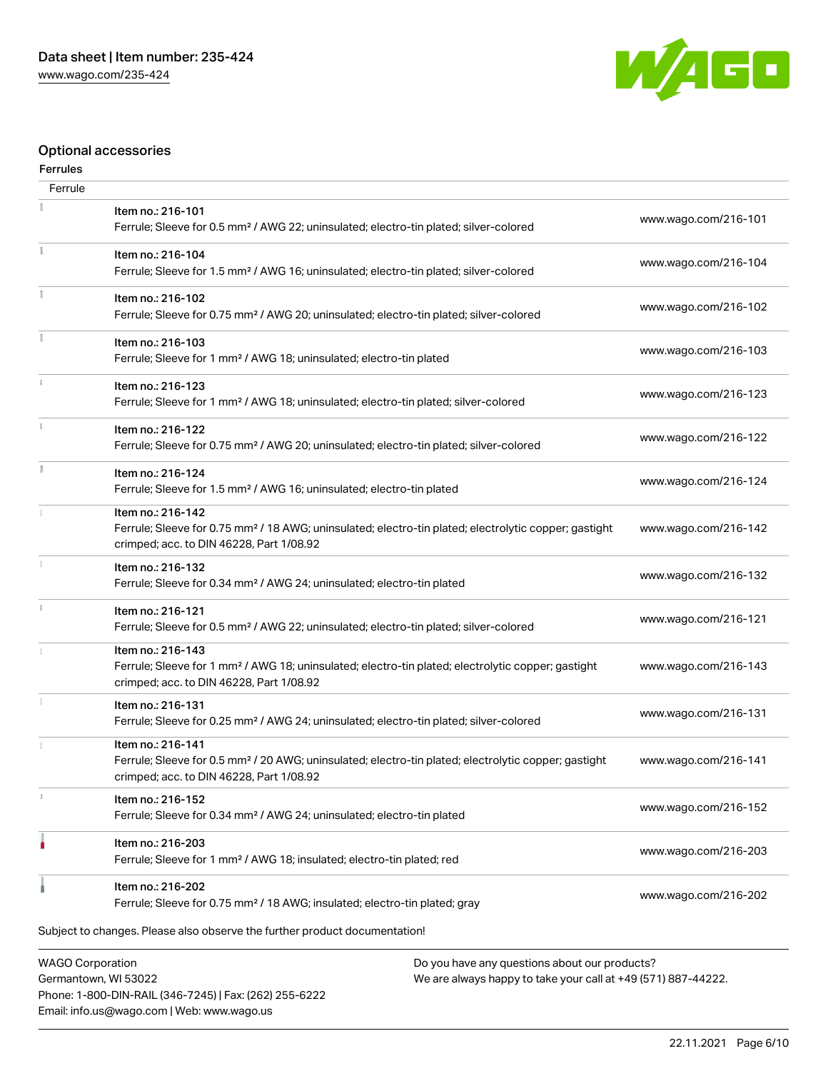## Optional accessories

### Ferrules

| Ferrule | | |
|---|---|---|
| | Item no.: 216-101<br>Ferrule; Sleeve for 0.5 mm² / AWG 22; uninsulated; electro-tin plated; silver-colored | www.wago.com/216-101 |
| | Item no.: 216-104<br>Ferrule; Sleeve for 1.5 mm² / AWG 16; uninsulated; electro-tin plated; silver-colored | www.wago.com/216-104 |
| | Item no.: 216-102<br>Ferrule; Sleeve for 0.75 mm² / AWG 20; uninsulated; electro-tin plated; silver-colored | www.wago.com/216-102 |
| | Item no.: 216-103<br>Ferrule; Sleeve for 1 mm² / AWG 18; uninsulated; electro-tin plated | www.wago.com/216-103 |
| | Item no.: 216-123<br>Ferrule; Sleeve for 1 mm² / AWG 18; uninsulated; electro-tin plated; silver-colored | www.wago.com/216-123 |
| | Item no.: 216-122<br>Ferrule; Sleeve for 0.75 mm² / AWG 20; uninsulated; electro-tin plated; silver-colored | www.wago.com/216-122 |
| | Item no.: 216-124<br>Ferrule; Sleeve for 1.5 mm² / AWG 16; uninsulated; electro-tin plated | www.wago.com/216-124 |
| | Item no.: 216-142<br>Ferrule; Sleeve for 0.75 mm² / 18 AWG; uninsulated; electro-tin plated; electrolytic copper; gastight crimped; acc. to DIN 46228, Part 1/08.92 | www.wago.com/216-142 |
| | Item no.: 216-132<br>Ferrule; Sleeve for 0.34 mm² / AWG 24; uninsulated; electro-tin plated | www.wago.com/216-132 |
| | Item no.: 216-121<br>Ferrule; Sleeve for 0.5 mm² / AWG 22; uninsulated; electro-tin plated; silver-colored | www.wago.com/216-121 |
| | Item no.: 216-143<br>Ferrule; Sleeve for 1 mm² / AWG 18; uninsulated; electro-tin plated; electrolytic copper; gastight crimped; acc. to DIN 46228, Part 1/08.92 | www.wago.com/216-143 |
| | Item no.: 216-131<br>Ferrule; Sleeve for 0.25 mm² / AWG 24; uninsulated; electro-tin plated; silver-colored | www.wago.com/216-131 |
| | Item no.: 216-141<br>Ferrule; Sleeve for 0.5 mm² / 20 AWG; uninsulated; electro-tin plated; electrolytic copper; gastight crimped; acc. to DIN 46228, Part 1/08.92 | www.wago.com/216-141 |
| | Item no.: 216-152<br>Ferrule; Sleeve for 0.34 mm² / AWG 24; uninsulated; electro-tin plated | www.wago.com/216-152 |
| | Item no.: 216-203<br>Ferrule; Sleeve for 1 mm² / AWG 18; insulated; electro-tin plated; red | www.wago.com/216-203 |
| | Item no.: 216-202<br>Ferrule; Sleeve for 0.75 mm² / 18 AWG; insulated; electro-tin plated; gray | www.wago.com/216-202 |

Subject to changes. Please also observe the further product documentation!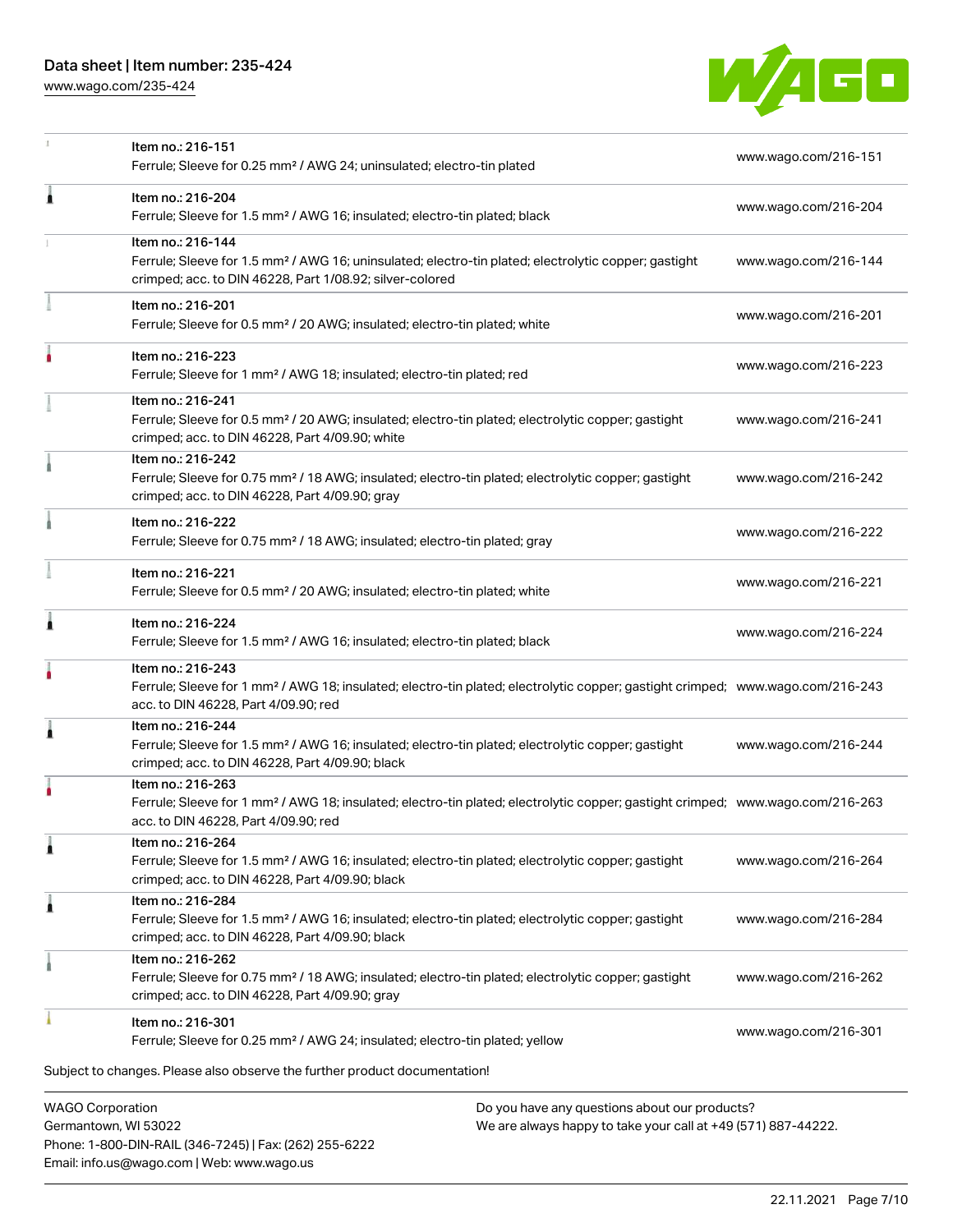| | | |
|---|---|---|
| | Item no.: 216-151<br>Ferrule; Sleeve for 0.25 mm² / AWG 24; uninsulated; electro-tin plated | www.wago.com/216-151 |
| | Item no.: 216-204<br>Ferrule; Sleeve for 1.5 mm² / AWG 16; insulated; electro-tin plated; black | www.wago.com/216-204 |
| | Item no.: 216-144<br>Ferrule; Sleeve for 1.5 mm² / AWG 16; uninsulated; electro-tin plated; electrolytic copper; gastight crimped; acc. to DIN 46228, Part 1/08.92; silver-colored | www.wago.com/216-144 |
| | Item no.: 216-201<br>Ferrule; Sleeve for 0.5 mm² / 20 AWG; insulated; electro-tin plated; white | www.wago.com/216-201 |
| | Item no.: 216-223<br>Ferrule; Sleeve for 1 mm² / AWG 18; insulated; electro-tin plated; red | www.wago.com/216-223 |
| | Item no.: 216-241<br>Ferrule; Sleeve for 0.5 mm² / 20 AWG; insulated; electro-tin plated; electrolytic copper; gastight crimped; acc. to DIN 46228, Part 4/09.90; white | www.wago.com/216-241 |
| | Item no.: 216-242<br>Ferrule; Sleeve for 0.75 mm² / 18 AWG; insulated; electro-tin plated; electrolytic copper; gastight crimped; acc. to DIN 46228, Part 4/09.90; gray | www.wago.com/216-242 |
| | Item no.: 216-222<br>Ferrule; Sleeve for 0.75 mm² / 18 AWG; insulated; electro-tin plated; gray | www.wago.com/216-222 |
| | Item no.: 216-221<br>Ferrule; Sleeve for 0.5 mm² / 20 AWG; insulated; electro-tin plated; white | www.wago.com/216-221 |
| | Item no.: 216-224<br>Ferrule; Sleeve for 1.5 mm² / AWG 16; insulated; electro-tin plated; black | www.wago.com/216-224 |
| | Item no.: 216-243<br>Ferrule; Sleeve for 1 mm² / AWG 18; insulated; electro-tin plated; electrolytic copper; gastight crimped; acc. to DIN 46228, Part 4/09.90; red | www.wago.com/216-243 |
| | Item no.: 216-244<br>Ferrule; Sleeve for 1.5 mm² / AWG 16; insulated; electro-tin plated; electrolytic copper; gastight crimped; acc. to DIN 46228, Part 4/09.90; black | www.wago.com/216-244 |
| | Item no.: 216-263<br>Ferrule; Sleeve for 1 mm² / AWG 18; insulated; electro-tin plated; electrolytic copper; gastight crimped; acc. to DIN 46228, Part 4/09.90; red | www.wago.com/216-263 |
| | Item no.: 216-264<br>Ferrule; Sleeve for 1.5 mm² / AWG 16; insulated; electro-tin plated; electrolytic copper; gastight crimped; acc. to DIN 46228, Part 4/09.90; black | www.wago.com/216-264 |
| | Item no.: 216-284<br>Ferrule; Sleeve for 1.5 mm² / AWG 16; insulated; electro-tin plated; electrolytic copper; gastight crimped; acc. to DIN 46228, Part 4/09.90; black | www.wago.com/216-284 |
| | Item no.: 216-262<br>Ferrule; Sleeve for 0.75 mm² / 18 AWG; insulated; electro-tin plated; electrolytic copper; gastight crimped; acc. to DIN 46228, Part 4/09.90; gray | www.wago.com/216-262 |
| | Item no.: 216-301<br>Ferrule; Sleeve for 0.25 mm² / AWG 24; insulated; electro-tin plated; yellow | www.wago.com/216-301 |

Subject to changes. Please also observe the further product documentation!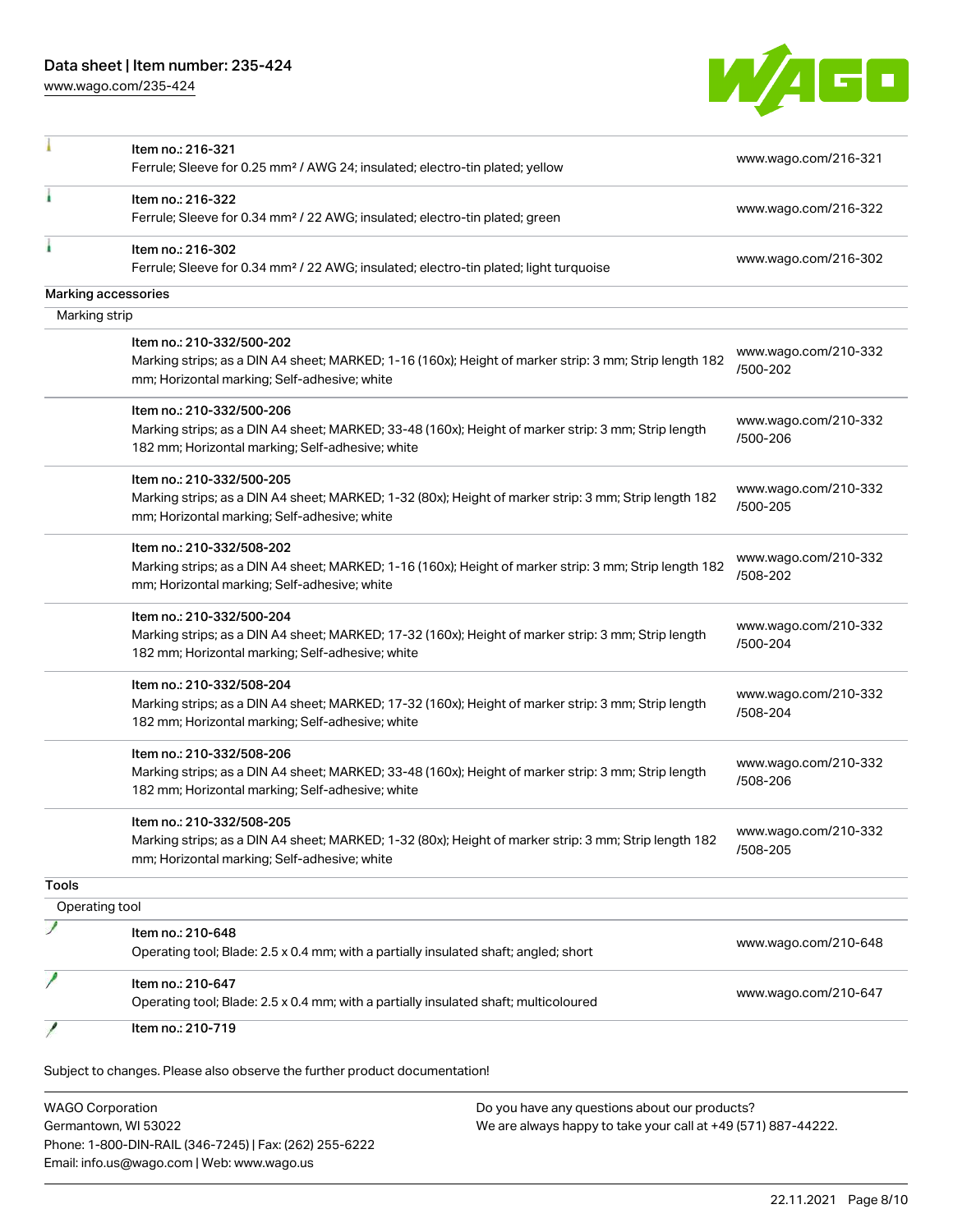| | | |
|---|---|---|
| | Item no.: 216-321<br>Ferrule; Sleeve for 0.25 mm² / AWG 24; insulated; electro-tin plated; yellow | www.wago.com/216-321 |
| | Item no.: 216-322<br>Ferrule; Sleeve for 0.34 mm² / 22 AWG; insulated; electro-tin plated; green | www.wago.com/216-322 |
| | Item no.: 216-302<br>Ferrule; Sleeve for 0.34 mm² / 22 AWG; insulated; electro-tin plated; light turquoise | www.wago.com/216-302 |

**Marking accessories**

Marking strip

| | | |
|---|---|---|
| | Item no.: 210-332/500-202<br>Marking strips; as a DIN A4 sheet; MARKED; 1-16 (160x); Height of marker strip: 3 mm; Strip length 182 mm; Horizontal marking; Self-adhesive; white | www.wago.com/210-332/500-202 |
| | Item no.: 210-332/500-206<br>Marking strips; as a DIN A4 sheet; MARKED; 33-48 (160x); Height of marker strip: 3 mm; Strip length 182 mm; Horizontal marking; Self-adhesive; white | www.wago.com/210-332/500-206 |
| | Item no.: 210-332/500-205<br>Marking strips; as a DIN A4 sheet; MARKED; 1-32 (80x); Height of marker strip: 3 mm; Strip length 182 mm; Horizontal marking; Self-adhesive; white | www.wago.com/210-332/500-205 |
| | Item no.: 210-332/508-202<br>Marking strips; as a DIN A4 sheet; MARKED; 1-16 (160x); Height of marker strip: 3 mm; Strip length 182 mm; Horizontal marking; Self-adhesive; white | www.wago.com/210-332/508-202 |
| | Item no.: 210-332/500-204<br>Marking strips; as a DIN A4 sheet; MARKED; 17-32 (160x); Height of marker strip: 3 mm; Strip length 182 mm; Horizontal marking; Self-adhesive; white | www.wago.com/210-332/500-204 |
| | Item no.: 210-332/508-204<br>Marking strips; as a DIN A4 sheet; MARKED; 17-32 (160x); Height of marker strip: 3 mm; Strip length 182 mm; Horizontal marking; Self-adhesive; white | www.wago.com/210-332/508-204 |
| | Item no.: 210-332/508-206<br>Marking strips; as a DIN A4 sheet; MARKED; 33-48 (160x); Height of marker strip: 3 mm; Strip length 182 mm; Horizontal marking; Self-adhesive; white | www.wago.com/210-332/508-206 |
| | Item no.: 210-332/508-205<br>Marking strips; as a DIN A4 sheet; MARKED; 1-32 (80x); Height of marker strip: 3 mm; Strip length 182 mm; Horizontal marking; Self-adhesive; white | www.wago.com/210-332/508-205 |

**Tools**

Operating tool

| | | |
|---|---|---|
| | Item no.: 210-648<br>Operating tool; Blade: 2.5 x 0.4 mm; with a partially insulated shaft; angled; short | www.wago.com/210-648 |
| | Item no.: 210-647<br>Operating tool; Blade: 2.5 x 0.4 mm; with a partially insulated shaft; multicoloured | www.wago.com/210-647 |
| | Item no.: 210-719 | |

Subject to changes. Please also observe the further product documentation!

WAGO Corporation
Germantown, WI 53022
Phone: 1-800-DIN-RAIL (346-7245) | Fax: (262) 255-6222
Email: info.us@wago.com | Web: www.wago.us

Do you have any questions about our products?
We are always happy to take your call at +49 (571) 887-44222.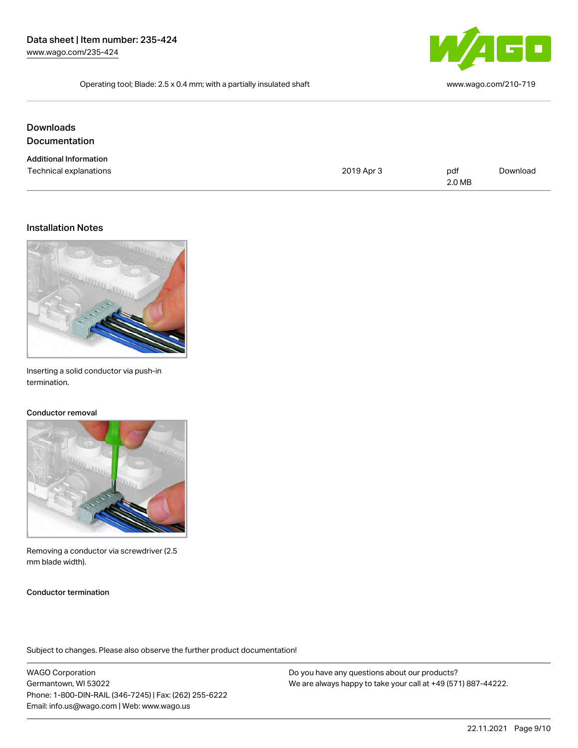Operating tool; Blade: 2.5 x 0.4 mm; with a partially insulated shaft www.wago.com/210-719

## Downloads

### Documentation

#### Additional Information

| Technical explanations | 2019 Apr 3 | pdf 2.0 MB | Download |
| --- | --- | --- | --- |

## Installation Notes

Inserting a solid conductor via push-in termination.

#### Conductor removal

Removing a conductor via screwdriver (2.5 mm blade width).

#### Conductor termination

Subject to changes. Please also observe the further product documentation!

WAGO Corporation
Germantown, WI 53022
Phone: 1-800-DIN-RAIL (346-7245) | Fax: (262) 255-6222
Email: info.us@wago.com | Web: www.wago.us

Do you have any questions about our products?
We are always happy to take your call at +49 (571) 887-44222.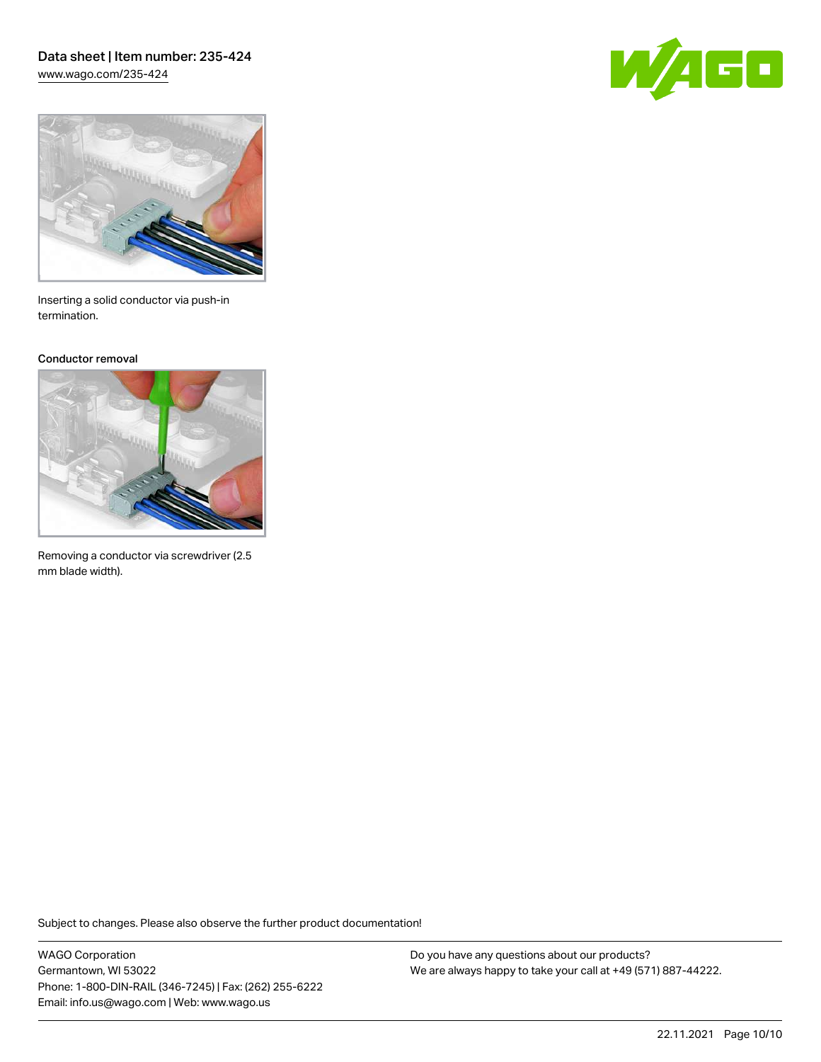Inserting a solid conductor via push-in termination.

Conductor removal

Removing a conductor via screwdriver (2.5 mm blade width).

Subject to changes. Please also observe the further product documentation!

WAGO Corporation
Germantown, WI 53022
Phone: 1-800-DIN-RAIL (346-7245) | Fax: (262) 255-6222
Email: info.us@wago.com | Web: www.wago.us

Do you have any questions about our products?
We are always happy to take your call at +49 (571) 887-44222.